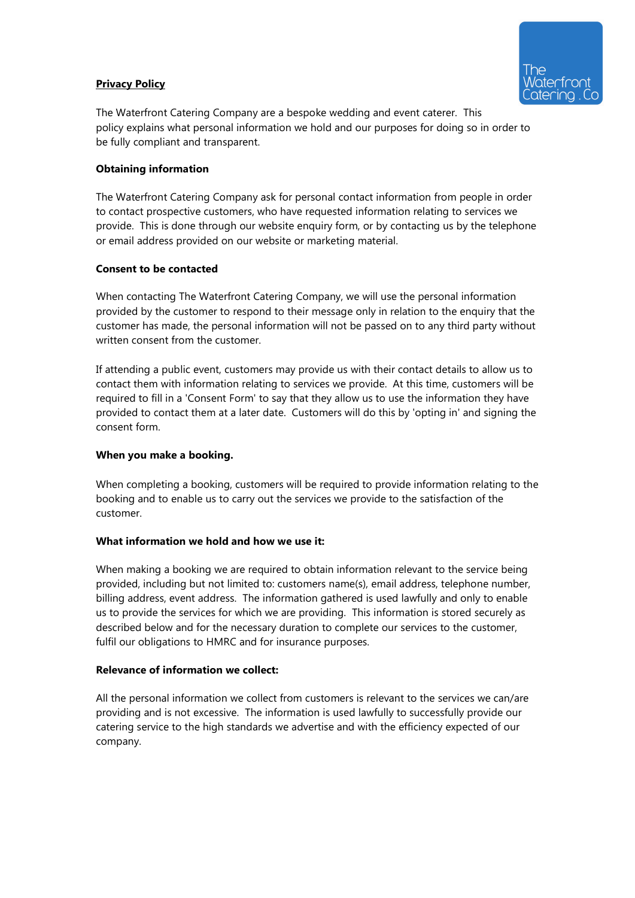# Privacy Policy

The Waterfront Catering Company are a bespoke wedding and event caterer. This policy explains what personal information we hold and our purposes for doing so in order to be fully compliant and transparent.

## Obtaining information

The Waterfront Catering Company ask for personal contact information from people in order to contact prospective customers, who have requested information relating to services we provide. This is done through our website enquiry form, or by contacting us by the telephone or email address provided on our website or marketing material.

## Consent to be contacted

When contacting The Waterfront Catering Company, we will use the personal information provided by the customer to respond to their message only in relation to the enquiry that the customer has made, the personal information will not be passed on to any third party without written consent from the customer.

If attending a public event, customers may provide us with their contact details to allow us to contact them with information relating to services we provide. At this time, customers will be required to fill in a 'Consent Form' to say that they allow us to use the information they have provided to contact them at a later date. Customers will do this by 'opting in' and signing the consent form.

## When you make a booking.

When completing a booking, customers will be required to provide information relating to the booking and to enable us to carry out the services we provide to the satisfaction of the customer.

## What information we hold and how we use it:

When making a booking we are required to obtain information relevant to the service being provided, including but not limited to: customers name(s), email address, telephone number, billing address, event address. The information gathered is used lawfully and only to enable us to provide the services for which we are providing. This information is stored securely as described below and for the necessary duration to complete our services to the customer, fulfil our obligations to HMRC and for insurance purposes.

## Relevance of information we collect:

All the personal information we collect from customers is relevant to the services we can/are providing and is not excessive. The information is used lawfully to successfully provide our catering service to the high standards we advertise and with the efficiency expected of our company.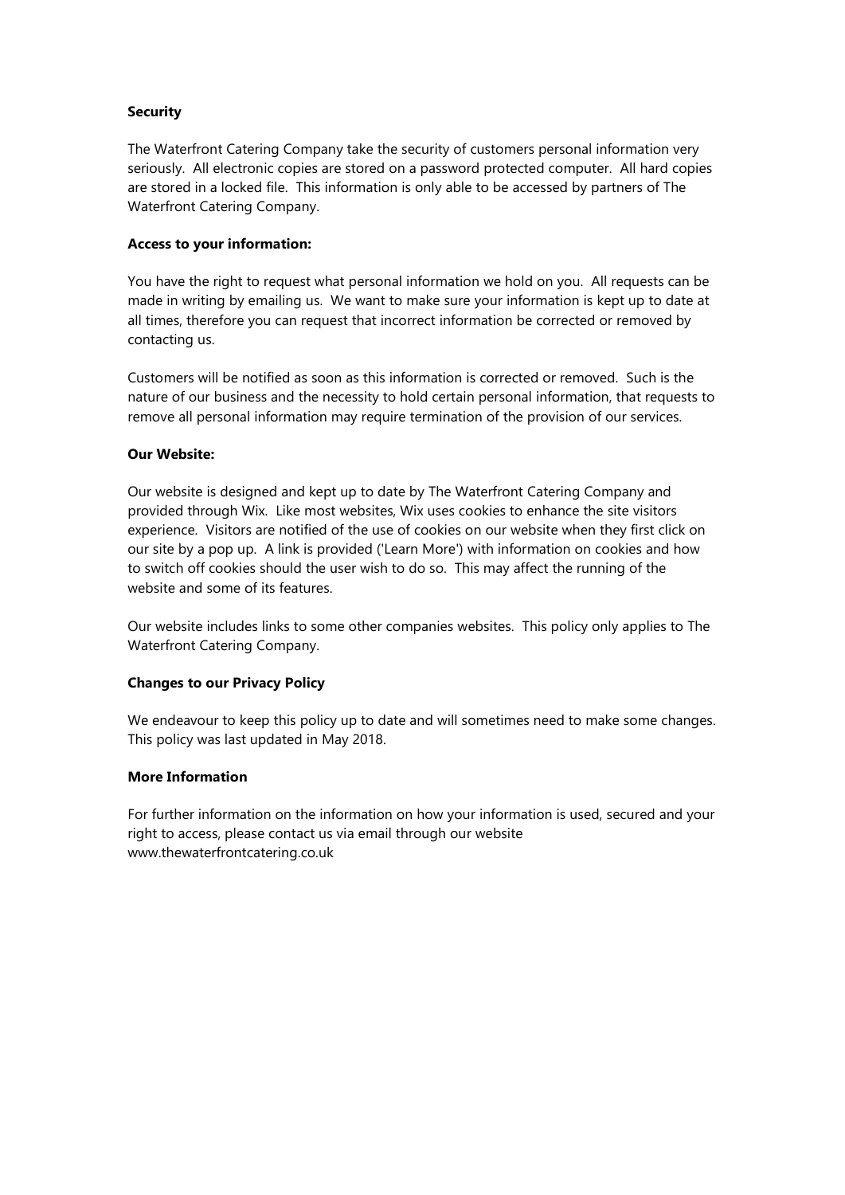**Security**

The Waterfront Catering Company take the security of customers personal information very seriously. All electronic copies are stored on a password protected computer. All hard copies are stored in a locked file. This information is only able to be accessed by partners of The Waterfront Catering Company.

**Access to your information:**

You have the right to request what personal information we hold on you. All requests can be made in writing by emailing us. We want to make sure your information is kept up to date at all times, therefore you can request that incorrect information be corrected or removed by contacting us.

Customers will be notified as soon as this information is corrected or removed. Such is the nature of our business and the necessity to hold certain personal information, that requests to remove all personal information may require termination of the provision of our services.

**Our Website:**

Our website is designed and kept up to date by The Waterfront Catering Company and provided through Wix. Like most websites, Wix uses cookies to enhance the site visitors experience. Visitors are notified of the use of cookies on our website when they first click on our site by a pop up. A link is provided ('Learn More') with information on cookies and how to switch off cookies should the user wish to do so. This may affect the running of the website and some of its features.

Our website includes links to some other companies websites. This policy only applies to The Waterfront Catering Company.

**Changes to our Privacy Policy**

We endeavour to keep this policy up to date and will sometimes need to make some changes. This policy was last updated in May 2018.

**More Information**

For further information on the information on how your information is used, secured and your right to access, please contact us via email through our website www.thewaterfrontcatering.co.uk